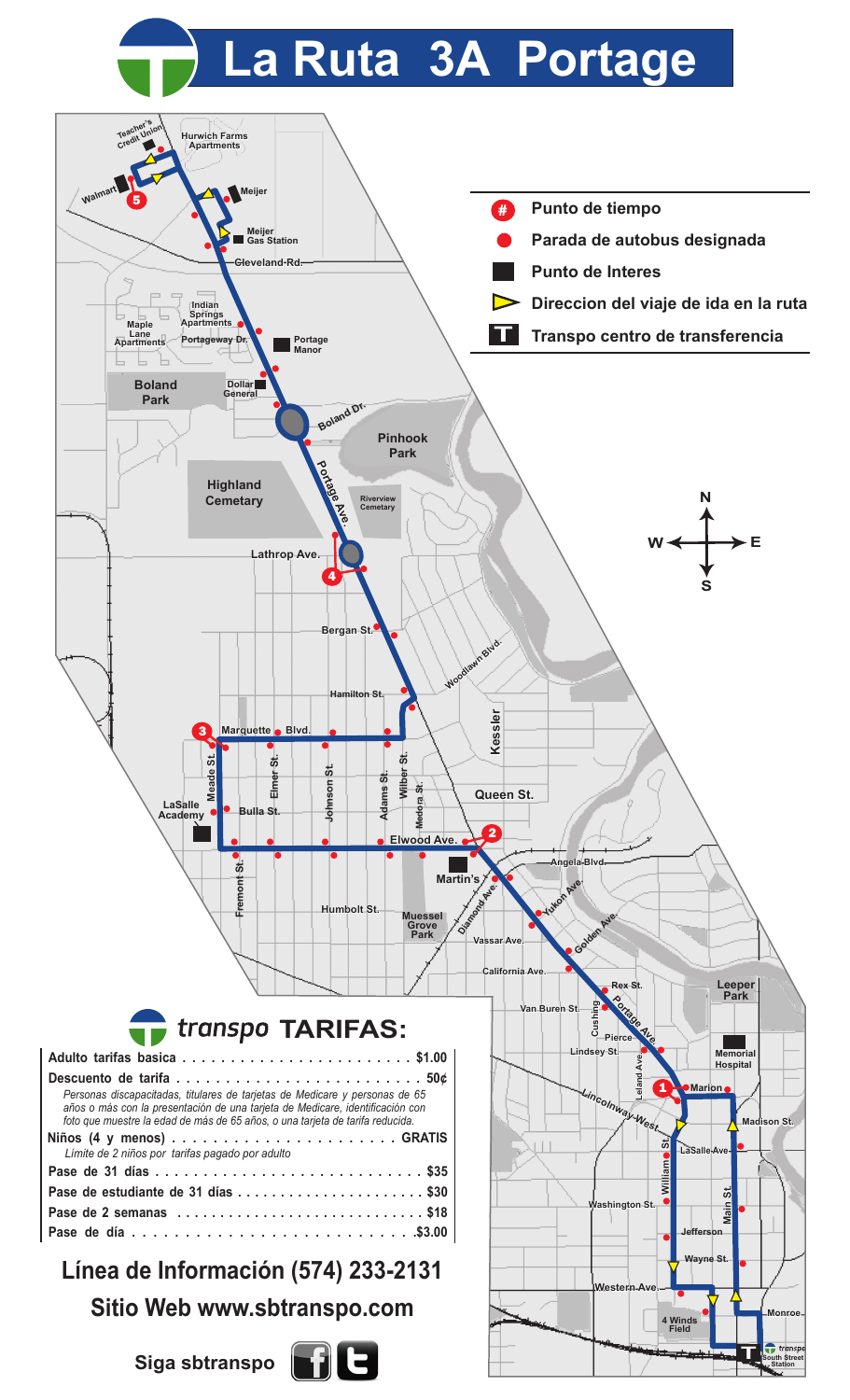# La Ruta 3A Portage

**Leyenda:**

- Punto de tiempo
- Parada de autobus designada
- Punto de Interes
- Direccion del viaje de ida en la ruta
- Transpo centro de transferencia

## transpo TARIFAS:

| | |
|---|---|
| **Adulto tarifas basica** | **$1.00** |
| **Descuento de tarifa** | **50¢** |
| *Personas discapacitadas, titulares de tarjetas de Medicare y personas de 65 años o más con la presentación de una tarjeta de Medicare, identificación con foto que muestre la edad de más de 65 años, o una tarjeta de tarifa reducida.* | |
| **Niños (4 y menos)** | **GRATIS** |
| *Límite de 2 niños por tarifas pagado por adulto* | |
| **Pase de 31 días** | **$35** |
| **Pase de estudiante de 31 días** | **$30** |
| **Pase de 2 semanas** | **$18** |
| **Pase de día** | **$3.00** |

**Línea de Información (574) 233-2131**

**Sitio Web www.sbtranspo.com**

**Siga sbtranspo**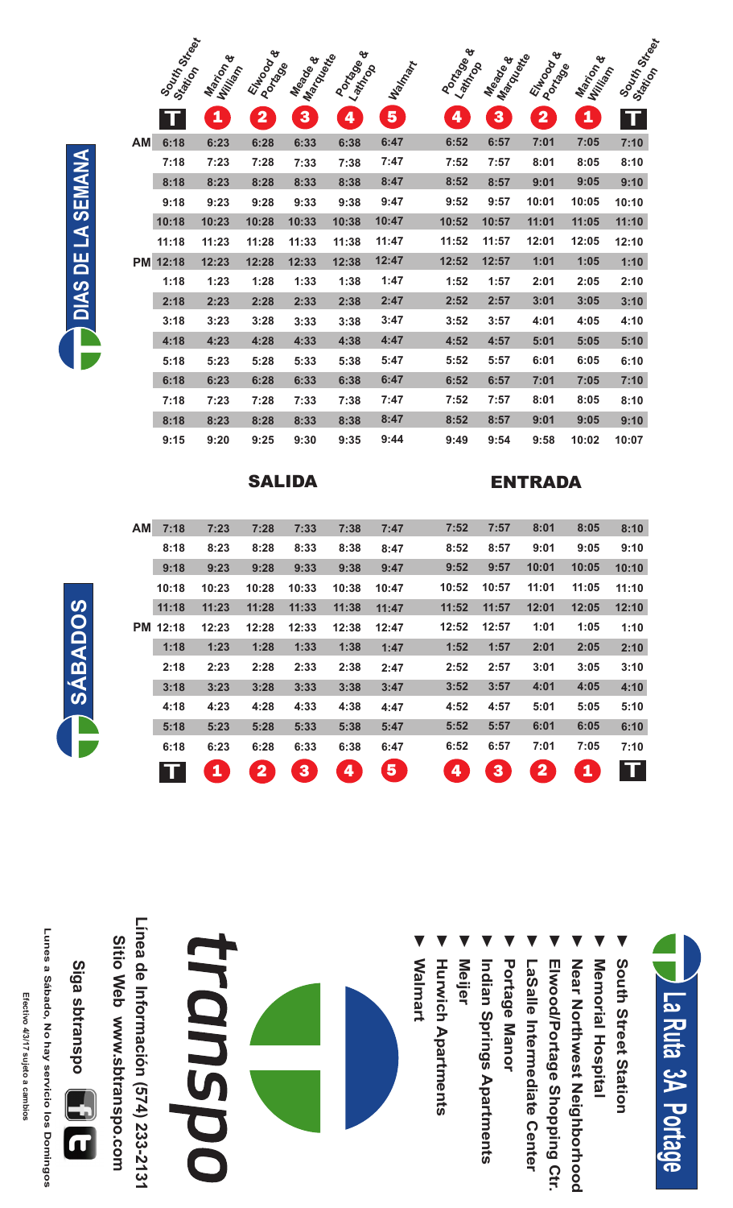# La Ruta 3A Portage

- South Street Station
- Memorial Hospital
- Near Northwest Neighborhood
- Elwood/Portage Shopping Ctr.
- LaSalle Intermediate Center
- Portage Manor
- Indian Springs Apartments
- Meijer
- Hurwich Apartments
- Walmart

## DIAS DE LA SEMANA

| | SALIDA | | | | | | ENTRADA | | | | |
|---|---|---|---|---|---|---|---|---|---|---|---|
| | South Street Station (T) | Marion & William (1) | Elwood & Portage (2) | Meade & Marquette (3) | Portage & Lathrop (4) | Walmart (5) | Portage & Lathrop (4) | Meade & Marquette (3) | Elwood & Portage (2) | Marion & William (1) | South Street Station (T) |
| AM | 6:18 | 6:23 | 6:28 | 6:33 | 6:38 | 6:47 | 6:52 | 6:57 | 7:01 | 7:05 | 7:10 |
| | 7:18 | 7:23 | 7:28 | 7:33 | 7:38 | 7:47 | 7:52 | 7:57 | 8:01 | 8:05 | 8:10 |
| | 8:18 | 8:23 | 8:28 | 8:33 | 8:38 | 8:47 | 8:52 | 8:57 | 9:01 | 9:05 | 9:10 |
| | 9:18 | 9:23 | 9:28 | 9:33 | 9:38 | 9:47 | 9:52 | 9:57 | 10:01 | 10:05 | 10:10 |
| | 10:18 | 10:23 | 10:28 | 10:33 | 10:38 | 10:47 | 10:52 | 10:57 | 11:01 | 11:05 | 11:10 |
| | 11:18 | 11:23 | 11:28 | 11:33 | 11:38 | 11:47 | 11:52 | 11:57 | 12:01 | 12:05 | 12:10 |
| PM | 12:18 | 12:23 | 12:28 | 12:33 | 12:38 | 12:47 | 12:52 | 12:57 | 1:01 | 1:05 | 1:10 |
| | 1:18 | 1:23 | 1:28 | 1:33 | 1:38 | 1:47 | 1:52 | 1:57 | 2:01 | 2:05 | 2:10 |
| | 2:18 | 2:23 | 2:28 | 2:33 | 2:38 | 2:47 | 2:52 | 2:57 | 3:01 | 3:05 | 3:10 |
| | 3:18 | 3:23 | 3:28 | 3:33 | 3:38 | 3:47 | 3:52 | 3:57 | 4:01 | 4:05 | 4:10 |
| | 4:18 | 4:23 | 4:28 | 4:33 | 4:38 | 4:47 | 4:52 | 4:57 | 5:01 | 5:05 | 5:10 |
| | 5:18 | 5:23 | 5:28 | 5:33 | 5:38 | 5:47 | 5:52 | 5:57 | 6:01 | 6:05 | 6:10 |
| | 6:18 | 6:23 | 6:28 | 6:33 | 6:38 | 6:47 | 6:52 | 6:57 | 7:01 | 7:05 | 7:10 |
| | 7:18 | 7:23 | 7:28 | 7:33 | 7:38 | 7:47 | 7:52 | 7:57 | 8:01 | 8:05 | 8:10 |
| | 8:18 | 8:23 | 8:28 | 8:33 | 8:38 | 8:47 | 8:52 | 8:57 | 9:01 | 9:05 | 9:10 |
| | 9:15 | 9:20 | 9:25 | 9:30 | 9:35 | 9:44 | 9:49 | 9:54 | 9:58 | 10:02 | 10:07 |

## SÁBADOS

| | T | 1 | 2 | 3 | 4 | 5 | 4 | 3 | 2 | 1 | T |
|---|---|---|---|---|---|---|---|---|---|---|---|
| AM | 7:18 | 7:23 | 7:28 | 7:33 | 7:38 | 7:47 | 7:52 | 7:57 | 8:01 | 8:05 | 8:10 |
| | 8:18 | 8:23 | 8:28 | 8:33 | 8:38 | 8:47 | 8:52 | 8:57 | 9:01 | 9:05 | 9:10 |
| | 9:18 | 9:23 | 9:28 | 9:33 | 9:38 | 9:47 | 9:52 | 9:57 | 10:01 | 10:05 | 10:10 |
| | 10:18 | 10:23 | 10:28 | 10:33 | 10:38 | 10:47 | 10:52 | 10:57 | 11:01 | 11:05 | 11:10 |
| | 11:18 | 11:23 | 11:28 | 11:33 | 11:38 | 11:47 | 11:52 | 11:57 | 12:01 | 12:05 | 12:10 |
| PM | 12:18 | 12:23 | 12:28 | 12:33 | 12:38 | 12:47 | 12:52 | 12:57 | 1:01 | 1:05 | 1:10 |
| | 1:18 | 1:23 | 1:28 | 1:33 | 1:38 | 1:47 | 1:52 | 1:57 | 2:01 | 2:05 | 2:10 |
| | 2:18 | 2:23 | 2:28 | 2:33 | 2:38 | 2:47 | 2:52 | 2:57 | 3:01 | 3:05 | 3:10 |
| | 3:18 | 3:23 | 3:28 | 3:33 | 3:38 | 3:47 | 3:52 | 3:57 | 4:01 | 4:05 | 4:10 |
| | 4:18 | 4:23 | 4:28 | 4:33 | 4:38 | 4:47 | 4:52 | 4:57 | 5:01 | 5:05 | 5:10 |
| | 5:18 | 5:23 | 5:28 | 5:33 | 5:38 | 5:47 | 5:52 | 5:57 | 6:01 | 6:05 | 6:10 |
| | 6:18 | 6:23 | 6:28 | 6:33 | 6:38 | 6:47 | 6:52 | 6:57 | 7:01 | 7:05 | 7:10 |

transpo

Línea de Información (574) 233-2131
Sitio Web www.sbtranspo.com

Siga sbtranspo

Lunes a Sábado, No hay servicio los Domingos

Efectivo 4/3/17 sujeto a cambios